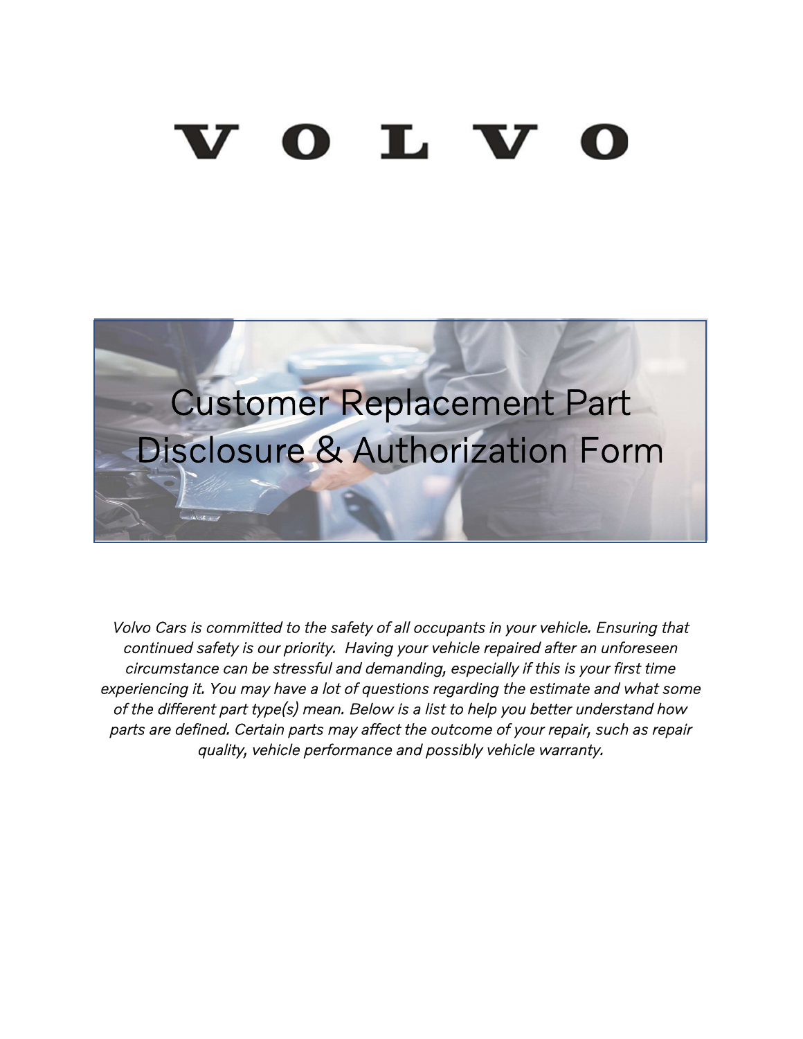# VOLVO

# Customer Replacement Part Disclosure & Authorization Form

*Volvo Cars is committed to the safety of all occupants in your vehicle. Ensuring that continued safety is our priority. Having your vehicle repaired after an unforeseen circumstance can be stressful and demanding, especially if this is your first time experiencing it. You may have a lot of questions regarding the estimate and what some of the different part type(s) mean. Below is a list to help you better understand how parts are defined. Certain parts may affect the outcome of your repair, such as repair quality, vehicle performance and possibly vehicle warranty.*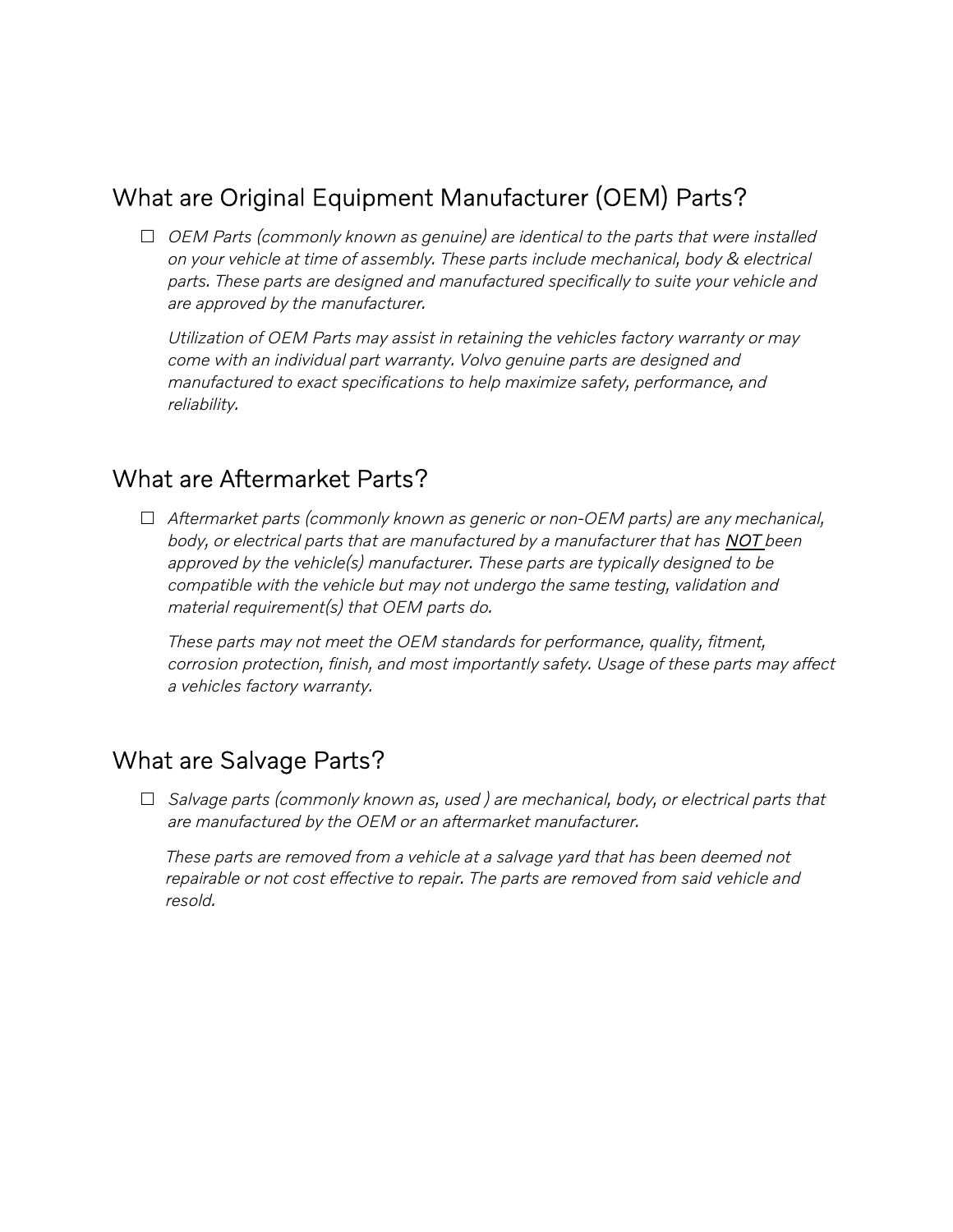## What are Original Equipment Manufacturer (OEM) Parts?

- ☐ *OEM Parts (commonly known as genuine) are identical to the parts that were installed on your vehicle at time of assembly. These parts include mechanical, body & electrical parts. These parts are designed and manufactured specifically to suite your vehicle and are approved by the manufacturer.*

  *Utilization of OEM Parts may assist in retaining the vehicles factory warranty or may come with an individual part warranty. Volvo genuine parts are designed and manufactured to exact specifications to help maximize safety, performance, and reliability.*

## What are Aftermarket Parts?

- ☐ *Aftermarket parts (commonly known as generic or non-OEM parts) are any mechanical, body, or electrical parts that are manufactured by a manufacturer that has **NOT** been approved by the vehicle(s) manufacturer. These parts are typically designed to be compatible with the vehicle but may not undergo the same testing, validation and material requirement(s) that OEM parts do.*

  *These parts may not meet the OEM standards for performance, quality, fitment, corrosion protection, finish, and most importantly safety. Usage of these parts may affect a vehicles factory warranty.*

## What are Salvage Parts?

- ☐ *Salvage parts (commonly known as, used ) are mechanical, body, or electrical parts that are manufactured by the OEM or an aftermarket manufacturer.*

  *These parts are removed from a vehicle at a salvage yard that has been deemed not repairable or not cost effective to repair. The parts are removed from said vehicle and resold.*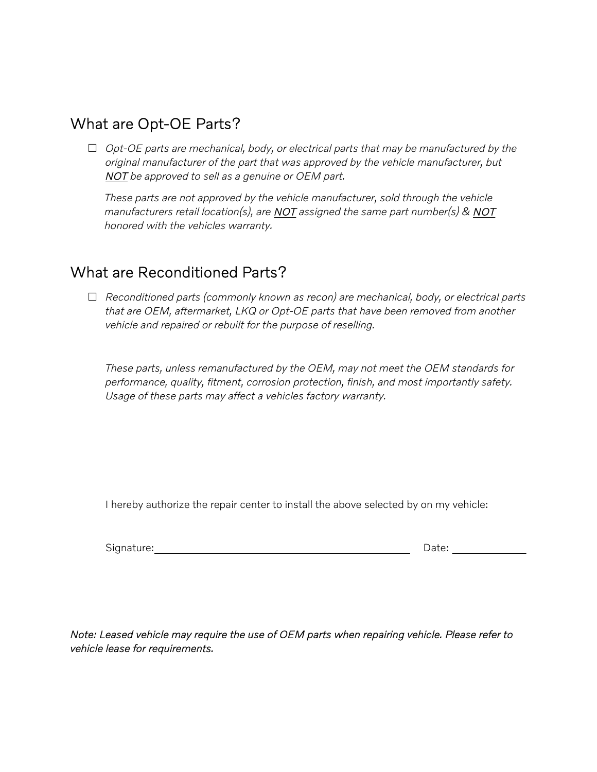## What are Opt-OE Parts?

- ☐ *Opt-OE parts are mechanical, body, or electrical parts that may be manufactured by the original manufacturer of the part that was approved by the vehicle manufacturer, but <u>NOT</u> be approved to sell as a genuine or OEM part.*

  *These parts are not approved by the vehicle manufacturer, sold through the vehicle manufacturers retail location(s), are <u>NOT</u> assigned the same part number(s) & <u>NOT</u> honored with the vehicles warranty.*

## What are Reconditioned Parts?

- ☐ *Reconditioned parts (commonly known as recon) are mechanical, body, or electrical parts that are OEM, aftermarket, LKQ or Opt-OE parts that have been removed from another vehicle and repaired or rebuilt for the purpose of reselling.*

  *These parts, unless remanufactured by the OEM, may not meet the OEM standards for performance, quality, fitment, corrosion protection, finish, and most importantly safety. Usage of these parts may affect a vehicles factory warranty.*

I hereby authorize the repair center to install the above selected by on my vehicle:

Signature:_______________________________________ Date: ____________

*Note: Leased vehicle may require the use of OEM parts when repairing vehicle. Please refer to vehicle lease for requirements.*